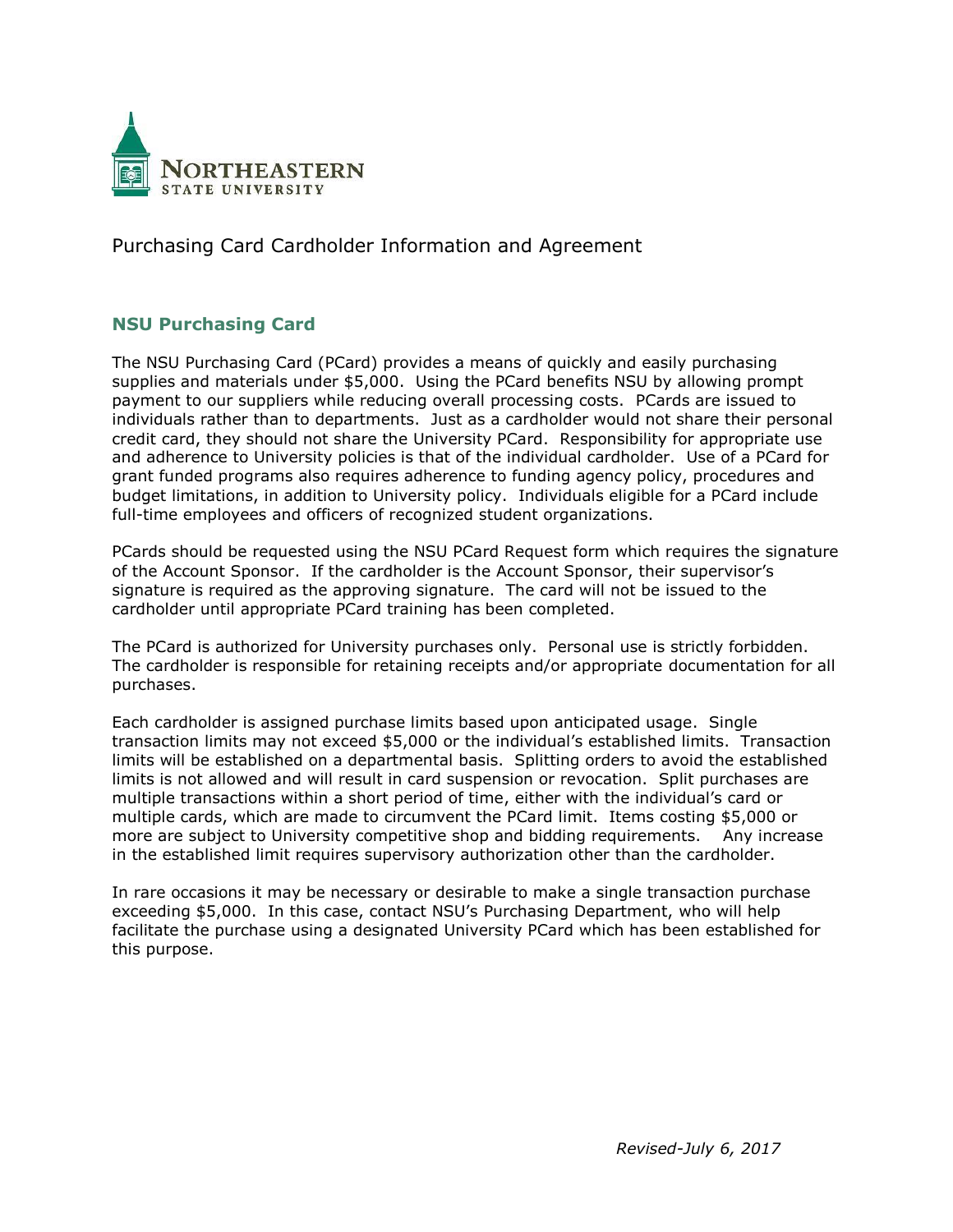NORTHEASTERN
STATE UNIVERSITY

# Purchasing Card Cardholder Information and Agreement

## NSU Purchasing Card

The NSU Purchasing Card (PCard) provides a means of quickly and easily purchasing supplies and materials under $5,000. Using the PCard benefits NSU by allowing prompt payment to our suppliers while reducing overall processing costs. PCards are issued to individuals rather than to departments. Just as a cardholder would not share their personal credit card, they should not share the University PCard. Responsibility for appropriate use and adherence to University policies is that of the individual cardholder. Use of a PCard for grant funded programs also requires adherence to funding agency policy, procedures and budget limitations, in addition to University policy. Individuals eligible for a PCard include full-time employees and officers of recognized student organizations.

PCards should be requested using the NSU PCard Request form which requires the signature of the Account Sponsor. If the cardholder is the Account Sponsor, their supervisor's signature is required as the approving signature. The card will not be issued to the cardholder until appropriate PCard training has been completed.

The PCard is authorized for University purchases only. Personal use is strictly forbidden. The cardholder is responsible for retaining receipts and/or appropriate documentation for all purchases.

Each cardholder is assigned purchase limits based upon anticipated usage. Single transaction limits may not exceed $5,000 or the individual's established limits. Transaction limits will be established on a departmental basis. Splitting orders to avoid the established limits is not allowed and will result in card suspension or revocation. Split purchases are multiple transactions within a short period of time, either with the individual's card or multiple cards, which are made to circumvent the PCard limit. Items costing $5,000 or more are subject to University competitive shop and bidding requirements. Any increase in the established limit requires supervisory authorization other than the cardholder.

In rare occasions it may be necessary or desirable to make a single transaction purchase exceeding $5,000. In this case, contact NSU's Purchasing Department, who will help facilitate the purchase using a designated University PCard which has been established for this purpose.

*Revised-July 6, 2017*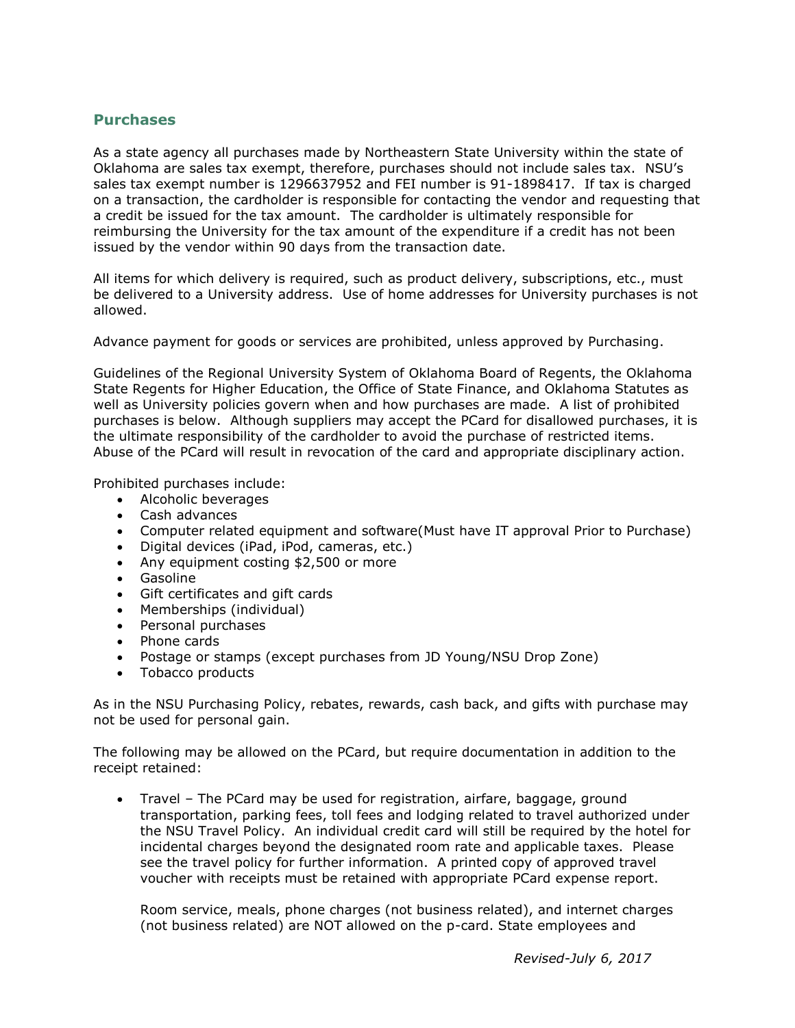## Purchases

As a state agency all purchases made by Northeastern State University within the state of Oklahoma are sales tax exempt, therefore, purchases should not include sales tax. NSU's sales tax exempt number is 1296637952 and FEI number is 91-1898417. If tax is charged on a transaction, the cardholder is responsible for contacting the vendor and requesting that a credit be issued for the tax amount. The cardholder is ultimately responsible for reimbursing the University for the tax amount of the expenditure if a credit has not been issued by the vendor within 90 days from the transaction date.

All items for which delivery is required, such as product delivery, subscriptions, etc., must be delivered to a University address. Use of home addresses for University purchases is not allowed.

Advance payment for goods or services are prohibited, unless approved by Purchasing.

Guidelines of the Regional University System of Oklahoma Board of Regents, the Oklahoma State Regents for Higher Education, the Office of State Finance, and Oklahoma Statutes as well as University policies govern when and how purchases are made. A list of prohibited purchases is below. Although suppliers may accept the PCard for disallowed purchases, it is the ultimate responsibility of the cardholder to avoid the purchase of restricted items. Abuse of the PCard will result in revocation of the card and appropriate disciplinary action.

Prohibited purchases include:

- Alcoholic beverages
- Cash advances
- Computer related equipment and software(Must have IT approval Prior to Purchase)
- Digital devices (iPad, iPod, cameras, etc.)
- Any equipment costing $2,500 or more
- Gasoline
- Gift certificates and gift cards
- Memberships (individual)
- Personal purchases
- Phone cards
- Postage or stamps (except purchases from JD Young/NSU Drop Zone)
- Tobacco products

As in the NSU Purchasing Policy, rebates, rewards, cash back, and gifts with purchase may not be used for personal gain.

The following may be allowed on the PCard, but require documentation in addition to the receipt retained:

- Travel – The PCard may be used for registration, airfare, baggage, ground transportation, parking fees, toll fees and lodging related to travel authorized under the NSU Travel Policy. An individual credit card will still be required by the hotel for incidental charges beyond the designated room rate and applicable taxes. Please see the travel policy for further information. A printed copy of approved travel voucher with receipts must be retained with appropriate PCard expense report.

  Room service, meals, phone charges (not business related), and internet charges (not business related) are NOT allowed on the p-card. State employees and

*Revised-July 6, 2017*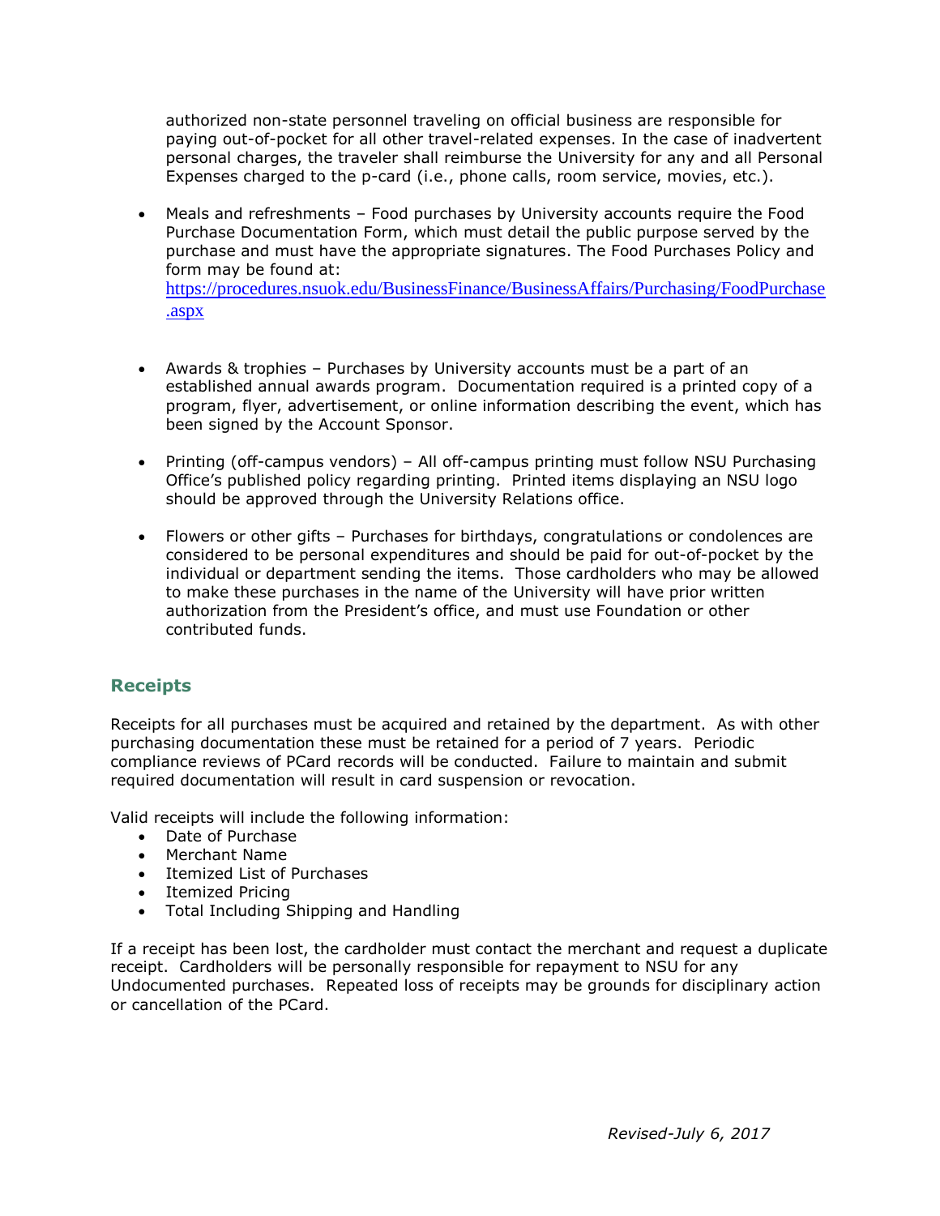authorized non-state personnel traveling on official business are responsible for paying out-of-pocket for all other travel-related expenses. In the case of inadvertent personal charges, the traveler shall reimburse the University for any and all Personal Expenses charged to the p-card (i.e., phone calls, room service, movies, etc.).

- Meals and refreshments – Food purchases by University accounts require the Food Purchase Documentation Form, which must detail the public purpose served by the purchase and must have the appropriate signatures. The Food Purchases Policy and form may be found at: https://procedures.nsuok.edu/BusinessFinance/BusinessAffairs/Purchasing/FoodPurchase.aspx

- Awards & trophies – Purchases by University accounts must be a part of an established annual awards program. Documentation required is a printed copy of a program, flyer, advertisement, or online information describing the event, which has been signed by the Account Sponsor.

- Printing (off-campus vendors) – All off-campus printing must follow NSU Purchasing Office's published policy regarding printing. Printed items displaying an NSU logo should be approved through the University Relations office.

- Flowers or other gifts – Purchases for birthdays, congratulations or condolences are considered to be personal expenditures and should be paid for out-of-pocket by the individual or department sending the items. Those cardholders who may be allowed to make these purchases in the name of the University will have prior written authorization from the President's office, and must use Foundation or other contributed funds.

## Receipts

Receipts for all purchases must be acquired and retained by the department. As with other purchasing documentation these must be retained for a period of 7 years. Periodic compliance reviews of PCard records will be conducted. Failure to maintain and submit required documentation will result in card suspension or revocation.

Valid receipts will include the following information:

- Date of Purchase
- Merchant Name
- Itemized List of Purchases
- Itemized Pricing
- Total Including Shipping and Handling

If a receipt has been lost, the cardholder must contact the merchant and request a duplicate receipt. Cardholders will be personally responsible for repayment to NSU for any Undocumented purchases. Repeated loss of receipts may be grounds for disciplinary action or cancellation of the PCard.

*Revised-July 6, 2017*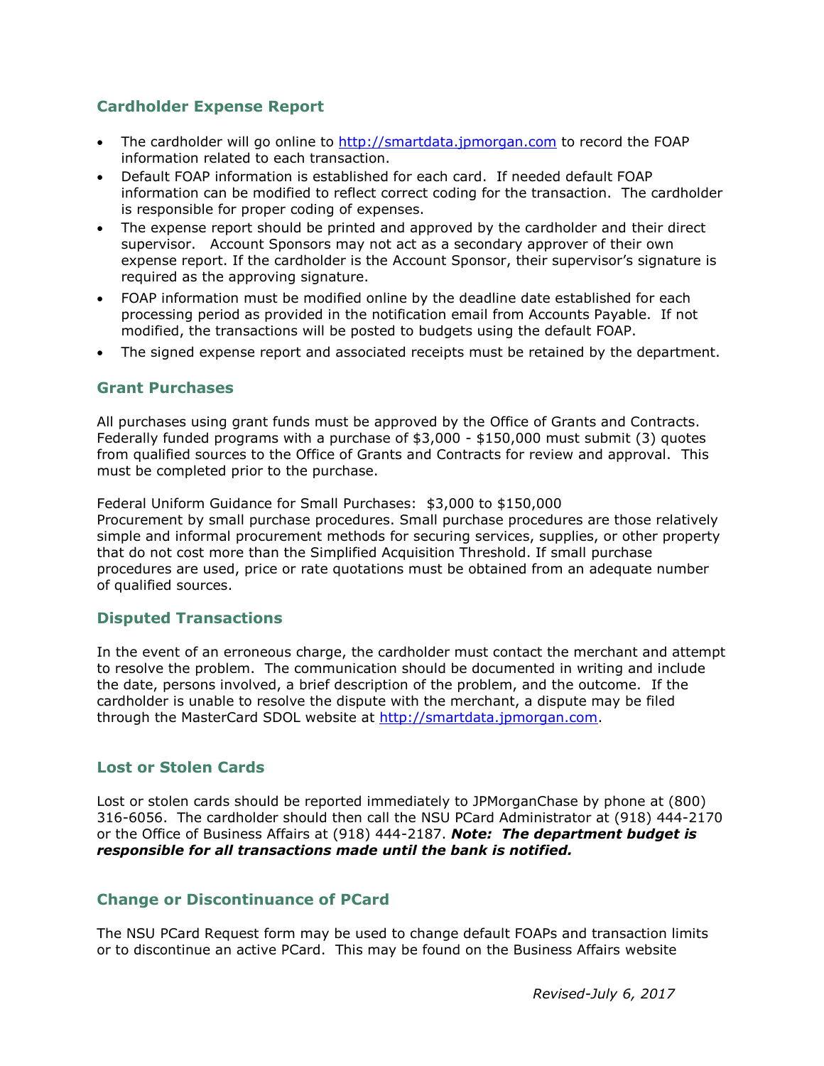## Cardholder Expense Report

- The cardholder will go online to http://smartdata.jpmorgan.com to record the FOAP information related to each transaction.
- Default FOAP information is established for each card. If needed default FOAP information can be modified to reflect correct coding for the transaction. The cardholder is responsible for proper coding of expenses.
- The expense report should be printed and approved by the cardholder and their direct supervisor. Account Sponsors may not act as a secondary approver of their own expense report. If the cardholder is the Account Sponsor, their supervisor's signature is required as the approving signature.
- FOAP information must be modified online by the deadline date established for each processing period as provided in the notification email from Accounts Payable. If not modified, the transactions will be posted to budgets using the default FOAP.
- The signed expense report and associated receipts must be retained by the department.

## Grant Purchases

All purchases using grant funds must be approved by the Office of Grants and Contracts. Federally funded programs with a purchase of $3,000 - $150,000 must submit (3) quotes from qualified sources to the Office of Grants and Contracts for review and approval. This must be completed prior to the purchase.

Federal Uniform Guidance for Small Purchases: $3,000 to $150,000
Procurement by small purchase procedures. Small purchase procedures are those relatively simple and informal procurement methods for securing services, supplies, or other property that do not cost more than the Simplified Acquisition Threshold. If small purchase procedures are used, price or rate quotations must be obtained from an adequate number of qualified sources.

## Disputed Transactions

In the event of an erroneous charge, the cardholder must contact the merchant and attempt to resolve the problem. The communication should be documented in writing and include the date, persons involved, a brief description of the problem, and the outcome. If the cardholder is unable to resolve the dispute with the merchant, a dispute may be filed through the MasterCard SDOL website at http://smartdata.jpmorgan.com.

## Lost or Stolen Cards

Lost or stolen cards should be reported immediately to JPMorganChase by phone at (800) 316-6056. The cardholder should then call the NSU PCard Administrator at (918) 444-2170 or the Office of Business Affairs at (918) 444-2187. ***Note: The department budget is responsible for all transactions made until the bank is notified.***

## Change or Discontinuance of PCard

The NSU PCard Request form may be used to change default FOAPs and transaction limits or to discontinue an active PCard. This may be found on the Business Affairs website

*Revised-July 6, 2017*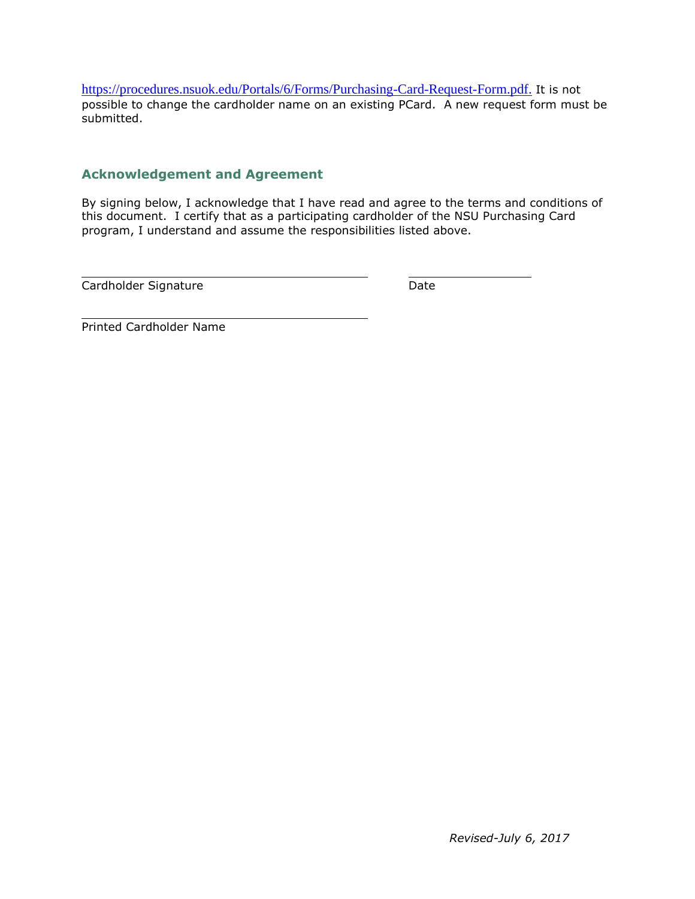https://procedures.nsuok.edu/Portals/6/Forms/Purchasing-Card-Request-Form.pdf. It is not possible to change the cardholder name on an existing PCard. A new request form must be submitted.

## Acknowledgement and Agreement

By signing below, I acknowledge that I have read and agree to the terms and conditions of this document. I certify that as a participating cardholder of the NSU Purchasing Card program, I understand and assume the responsibilities listed above.

\_\_\_\_\_\_\_\_\_\_\_\_\_\_\_\_\_\_\_\_\_\_\_\_\_\_\_\_\_\_\_\_\_\_\_\_\_\_\_\_ \_\_\_\_\_\_\_\_\_\_\_\_\_\_\_\_\_\_

Cardholder Signature Date

\_\_\_\_\_\_\_\_\_\_\_\_\_\_\_\_\_\_\_\_\_\_\_\_\_\_\_\_\_\_\_\_\_\_\_\_\_\_\_\_

Printed Cardholder Name

*Revised-July 6, 2017*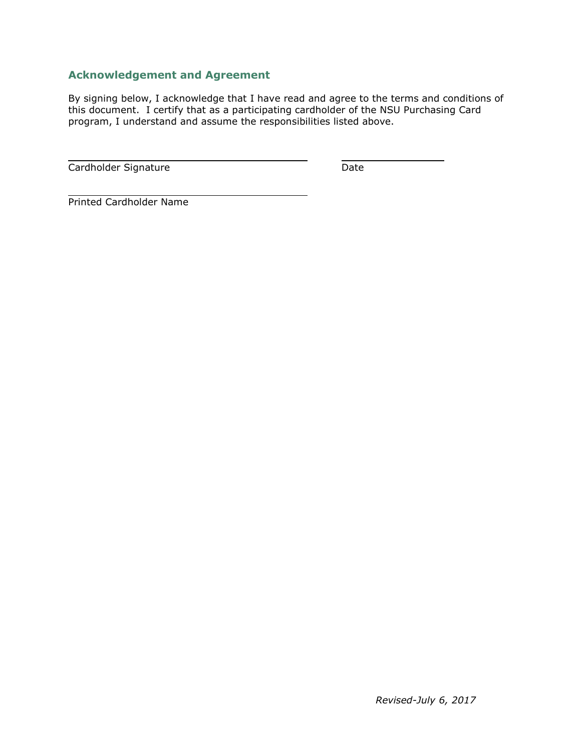## Acknowledgement and Agreement

By signing below, I acknowledge that I have read and agree to the terms and conditions of this document. I certify that as a participating cardholder of the NSU Purchasing Card program, I understand and assume the responsibilities listed above.

\_\_\_\_\_\_\_\_\_\_\_\_\_\_\_\_\_\_\_\_\_\_\_\_\_\_\_\_\_\_\_\_\_\_\_\_\_\_\_\_ &nbsp;&nbsp;&nbsp;&nbsp; \_\_\_\_\_\_\_\_\_\_\_\_\_\_\_\_\_\_

Cardholder Signature &nbsp;&nbsp;&nbsp;&nbsp; Date

\_\_\_\_\_\_\_\_\_\_\_\_\_\_\_\_\_\_\_\_\_\_\_\_\_\_\_\_\_\_\_\_\_\_\_\_\_\_\_\_

Printed Cardholder Name

*Revised-July 6, 2017*